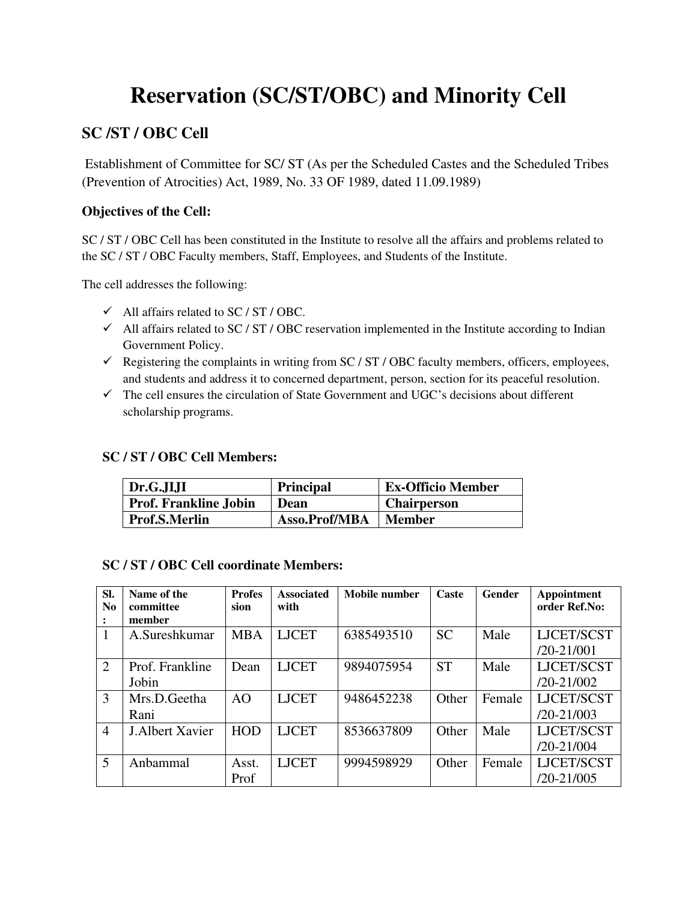# Reservation (SC/ST/OBC) and Minority Cell

## SC /ST / OBC Cell

Establishment of Committee for SC/ ST (As per the Scheduled Castes and the Scheduled Tribes (Prevention of Atrocities) Act, 1989, No. 33 OF 1989, dated 11.09.1989)

### Objectives of the Cell:

SC / ST / OBC Cell has been constituted in the Institute to resolve all the affairs and problems related to the SC / ST / OBC Faculty members, Staff, Employees, and Students of the Institute.

The cell addresses the following:

- ✓ All affairs related to SC / ST / OBC.
- ✓ All affairs related to SC / ST / OBC reservation implemented in the Institute according to Indian Government Policy.
- ✓ Registering the complaints in writing from SC / ST / OBC faculty members, officers, employees, and students and address it to concerned department, person, section for its peaceful resolution.
- ✓ The cell ensures the circulation of State Government and UGC's decisions about different scholarship programs.

### SC / ST / OBC Cell Members:

| | | |
|---|---|---|
| **Dr.G.JIJI** | **Principal** | **Ex-Officio Member** |
| **Prof. Frankline Jobin** | **Dean** | **Chairperson** |
| **Prof.S.Merlin** | **Asso.Prof/MBA** | **Member** |

### SC / ST / OBC Cell coordinate Members:

| Sl. No: | Name of the committee member | Profession | Associated with | Mobile number | Caste | Gender | Appointment order Ref.No: |
|---|---|---|---|---|---|---|---|
| 1 | A.Sureshkumar | MBA | LJCET | 6385493510 | SC | Male | LJCET/SCST/20-21/001 |
| 2 | Prof. Frankline Jobin | Dean | LJCET | 9894075954 | ST | Male | LJCET/SCST/20-21/002 |
| 3 | Mrs.D.Geetha Rani | AO | LJCET | 9486452238 | Other | Female | LJCET/SCST/20-21/003 |
| 4 | J.Albert Xavier | HOD | LJCET | 8536637809 | Other | Male | LJCET/SCST/20-21/004 |
| 5 | Anbammal | Asst. Prof | LJCET | 9994598929 | Other | Female | LJCET/SCST/20-21/005 |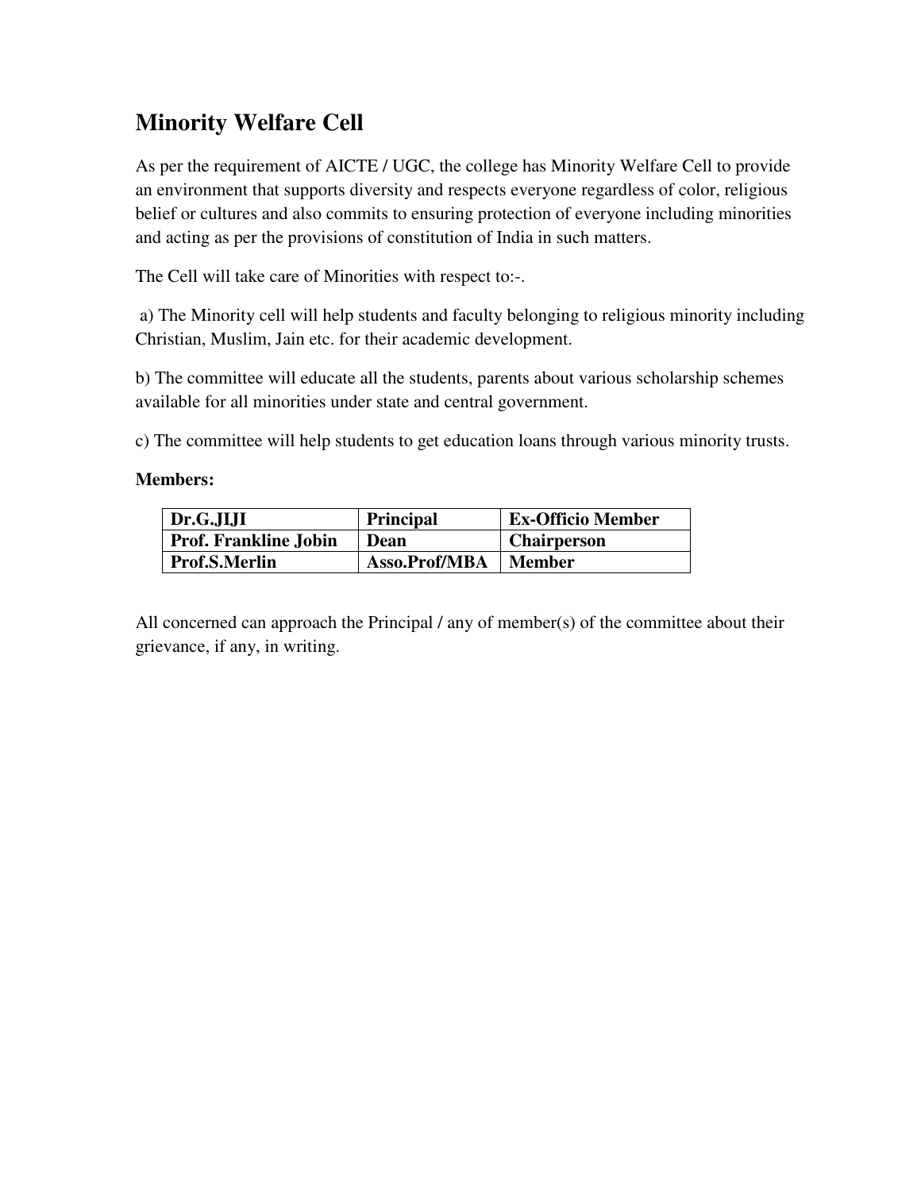## Minority Welfare Cell

As per the requirement of AICTE / UGC, the college has Minority Welfare Cell to provide an environment that supports diversity and respects everyone regardless of color, religious belief or cultures and also commits to ensuring protection of everyone including minorities and acting as per the provisions of constitution of India in such matters.

The Cell will take care of Minorities with respect to:-.

a) The Minority cell will help students and faculty belonging to religious minority including Christian, Muslim, Jain etc. for their academic development.

b) The committee will educate all the students, parents about various scholarship schemes available for all minorities under state and central government.

c) The committee will help students to get education loans through various minority trusts.

**Members:**

| | | |
|---|---|---|
| **Dr.G.JIJI** | **Principal** | **Ex-Officio Member** |
| **Prof. Frankline Jobin** | **Dean** | **Chairperson** |
| **Prof.S.Merlin** | **Asso.Prof/MBA** | **Member** |

All concerned can approach the Principal / any of member(s) of the committee about their grievance, if any, in writing.